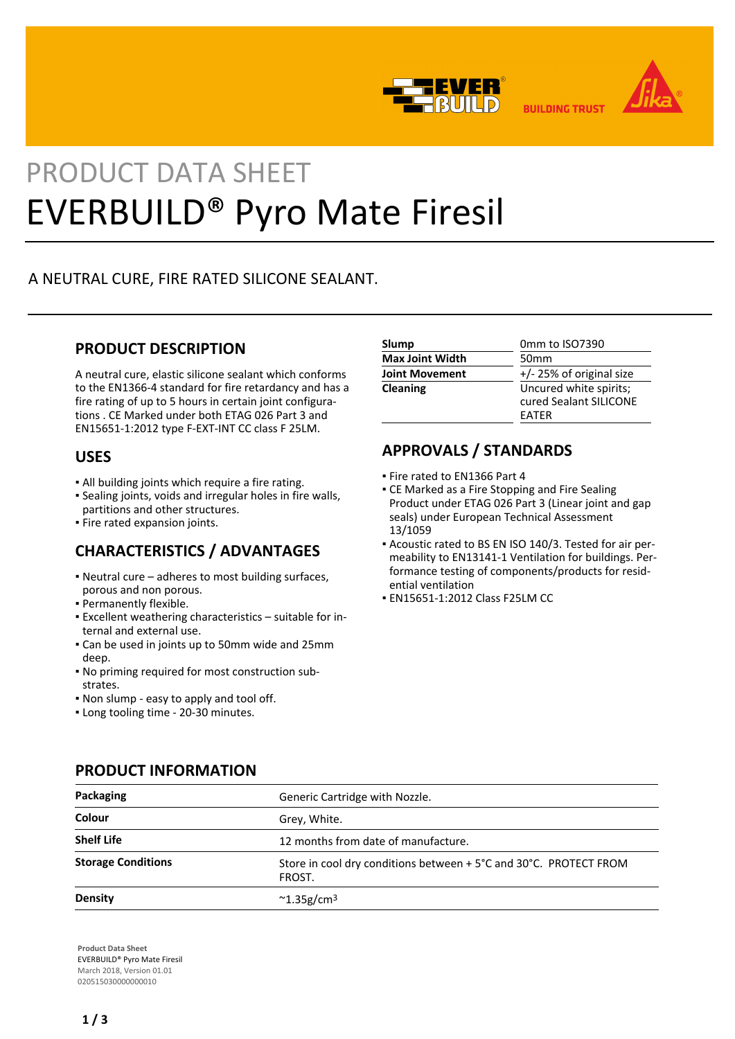PRODUCT DATA SHEET

# EVERBUILD® Pyro Mate Firesil

A NEUTRAL CURE, FIRE RATED SILICONE SEALANT.

## PRODUCT DESCRIPTION

A neutral cure, elastic silicone sealant which conforms to the EN1366-4 standard for fire retardancy and has a fire rating of up to 5 hours in certain joint configurations . CE Marked under both ETAG 026 Part 3 and EN15651-1:2012 type F-EXT-INT CC class F 25LM.

## USES

- All building joints which require a fire rating.
- Sealing joints, voids and irregular holes in fire walls, partitions and other structures.
- Fire rated expansion joints.

## CHARACTERISTICS / ADVANTAGES

- Neutral cure – adheres to most building surfaces, porous and non porous.
- Permanently flexible.
- Excellent weathering characteristics – suitable for internal and external use.
- Can be used in joints up to 50mm wide and 25mm deep.
- No priming required for most construction substrates.
- Non slump - easy to apply and tool off.
- Long tooling time - 20-30 minutes.

| | |
|---|---|
| **Slump** | 0mm to ISO7390 |
| **Max Joint Width** | 50mm |
| **Joint Movement** | +/- 25% of original size |
| **Cleaning** | Uncured white spirits; cured Sealant SILICONE EATER |

## APPROVALS / STANDARDS

- Fire rated to EN1366 Part 4
- CE Marked as a Fire Stopping and Fire Sealing Product under ETAG 026 Part 3 (Linear joint and gap seals) under European Technical Assessment 13/1059
- Acoustic rated to BS EN ISO 140/3. Tested for air permeability to EN13141-1 Ventilation for buildings. Performance testing of components/products for residential ventilation
- EN15651-1:2012 Class F25LM CC

## PRODUCT INFORMATION

| | |
|---|---|
| **Packaging** | Generic Cartridge with Nozzle. |
| **Colour** | Grey, White. |
| **Shelf Life** | 12 months from date of manufacture. |
| **Storage Conditions** | Store in cool dry conditions between + 5°C and 30°C. PROTECT FROM FROST. |
| **Density** | ~1.35g/cm$^3$ |

**Product Data Sheet**
EVERBUILD® Pyro Mate Firesil
March 2018, Version 01.01
020515030000000010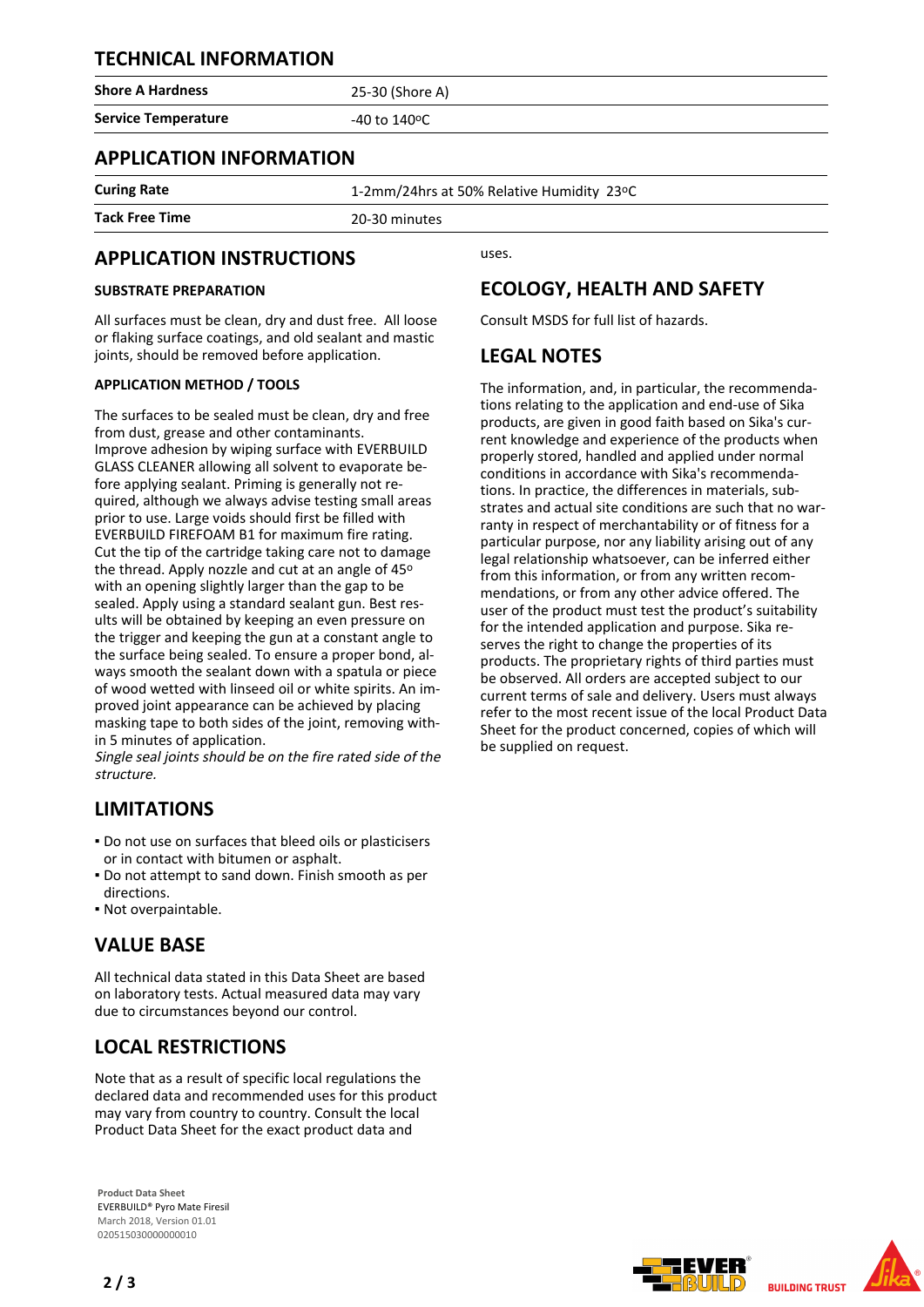## TECHNICAL INFORMATION

| | |
|---|---|
| **Shore A Hardness** | 25-30 (Shore A) |
| **Service Temperature** | -40 to 140ºC |

## APPLICATION INFORMATION

| | |
|---|---|
| **Curing Rate** | 1-2mm/24hrs at 50% Relative Humidity 23ºC |
| **Tack Free Time** | 20-30 minutes |

## APPLICATION INSTRUCTIONS

### SUBSTRATE PREPARATION

All surfaces must be clean, dry and dust free. All loose or flaking surface coatings, and old sealant and mastic joints, should be removed before application.

### APPLICATION METHOD / TOOLS

The surfaces to be sealed must be clean, dry and free from dust, grease and other contaminants.
Improve adhesion by wiping surface with EVERBUILD GLASS CLEANER allowing all solvent to evaporate before applying sealant. Priming is generally not required, although we always advise testing small areas prior to use. Large voids should first be filled with EVERBUILD FIREFOAM B1 for maximum fire rating. Cut the tip of the cartridge taking care not to damage the thread. Apply nozzle and cut at an angle of 45º with an opening slightly larger than the gap to be sealed. Apply using a standard sealant gun. Best results will be obtained by keeping an even pressure on the trigger and keeping the gun at a constant angle to the surface being sealed. To ensure a proper bond, always smooth the sealant down with a spatula or piece of wood wetted with linseed oil or white spirits. An improved joint appearance can be achieved by placing masking tape to both sides of the joint, removing within 5 minutes of application.
*Single seal joints should be on the fire rated side of the structure.*

## LIMITATIONS

- Do not use on surfaces that bleed oils or plasticisers or in contact with bitumen or asphalt.
- Do not attempt to sand down. Finish smooth as per directions.
- Not overpaintable.

## VALUE BASE

All technical data stated in this Data Sheet are based on laboratory tests. Actual measured data may vary due to circumstances beyond our control.

## LOCAL RESTRICTIONS

Note that as a result of specific local regulations the declared data and recommended uses for this product may vary from country to country. Consult the local Product Data Sheet for the exact product data and uses.

## ECOLOGY, HEALTH AND SAFETY

Consult MSDS for full list of hazards.

## LEGAL NOTES

The information, and, in particular, the recommendations relating to the application and end-use of Sika products, are given in good faith based on Sika's current knowledge and experience of the products when properly stored, handled and applied under normal conditions in accordance with Sika's recommendations. In practice, the differences in materials, substrates and actual site conditions are such that no warranty in respect of merchantability or of fitness for a particular purpose, nor any liability arising out of any legal relationship whatsoever, can be inferred either from this information, or from any written recommendations, or from any other advice offered. The user of the product must test the product's suitability for the intended application and purpose. Sika reserves the right to change the properties of its products. The proprietary rights of third parties must be observed. All orders are accepted subject to our current terms of sale and delivery. Users must always refer to the most recent issue of the local Product Data Sheet for the product concerned, copies of which will be supplied on request.

**Product Data Sheet**
EVERBUILD® Pyro Mate Firesil
March 2018, Version 01.01
020515030000000010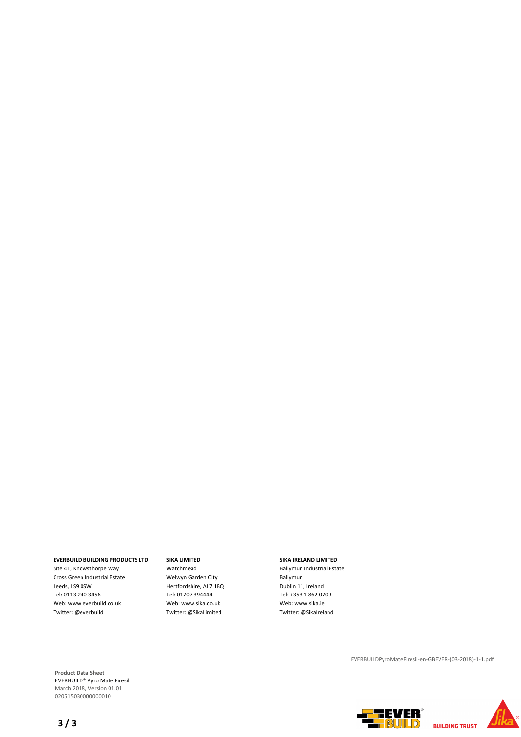**EVERBUILD BUILDING PRODUCTS LTD**
Site 41, Knowsthorpe Way
Cross Green Industrial Estate
Leeds, LS9 0SW
Tel: 0113 240 3456
Web: www.everbuild.co.uk
Twitter: @everbuild

**SIKA LIMITED**
Watchmead
Welwyn Garden City
Hertfordshire, AL7 1BQ
Tel: 01707 394444
Web: www.sika.co.uk
Twitter: @SikaLimited

**SIKA IRELAND LIMITED**
Ballymun Industrial Estate
Ballymun
Dublin 11, Ireland
Tel: +353 1 862 0709
Web: www.sika.ie
Twitter: @SikaIreland

EVERBUILDPyroMateFiresil-en-GBEVER-(03-2018)-1-1.pdf